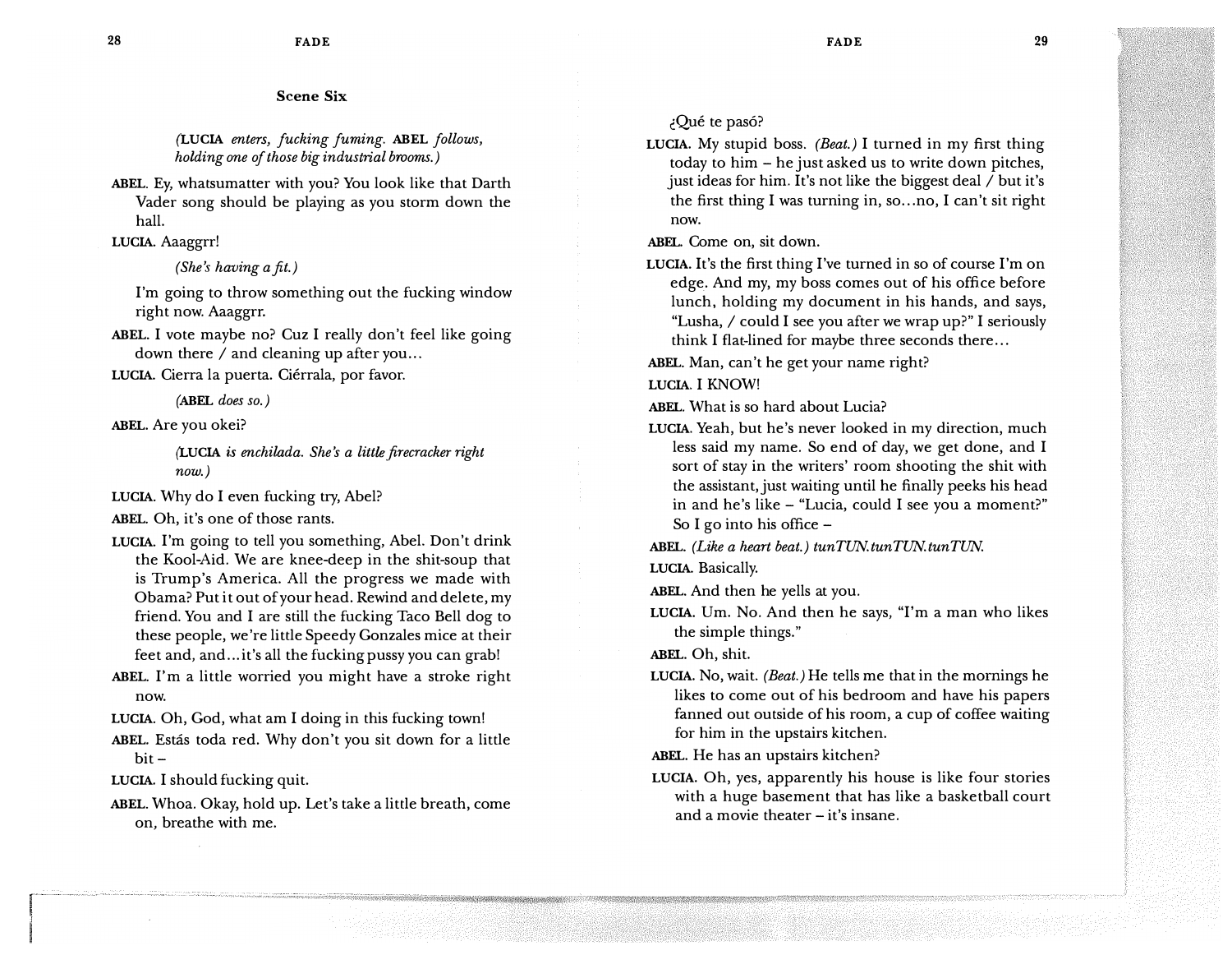## Scene Six

*(**LUCIA** enters, fucking fuming. **ABEL** follows, holding one of those big industrial brooms.)*

**ABEL.** Ey, whatsumatter with you? You look like that Darth Vader song should be playing as you storm down the hall.

**LUCIA.** Aaaggrr!

*(She's having a fit.)*

I'm going to throw something out the fucking window right now. Aaaggrr.

**ABEL.** I vote maybe no? Cuz I really don't feel like going down there / and cleaning up after you…

**LUCIA.** Cierra la puerta. Ciérrala, por favor.

*(**ABEL** does so.)*

**ABEL.** Are you okei?

*(**LUCIA** is enchilada. She's a little firecracker right now.)*

**LUCIA.** Why do I even fucking try, Abel?

**ABEL.** Oh, it's one of those rants.

**LUCIA.** I'm going to tell you something, Abel. Don't drink the Kool-Aid. We are knee-deep in the shit-soup that is Trump's America. All the progress we made with Obama? Put it out of your head. Rewind and delete, my friend. You and I are still the fucking Taco Bell dog to these people, we're little Speedy Gonzales mice at their feet and, and…it's all the fucking pussy you can grab!

**ABEL.** I'm a little worried you might have a stroke right now.

**LUCIA.** Oh, God, what am I doing in this fucking town!

**ABEL.** Estás toda red. Why don't you sit down for a little bit –

**LUCIA.** I should fucking quit.

**ABEL.** Whoa. Okay, hold up. Let's take a little breath, come on, breathe with me.

¿Qué te pasó?

**LUCIA.** My stupid boss. *(Beat.)* I turned in my first thing today to him – he just asked us to write down pitches, just ideas for him. It's not like the biggest deal / but it's the first thing I was turning in, so…no, I can't sit right now.

**ABEL.** Come on, sit down.

**LUCIA.** It's the first thing I've turned in so of course I'm on edge. And my, my boss comes out of his office before lunch, holding my document in his hands, and says, "Lusha, / could I see you after we wrap up?" I seriously think I flat-lined for maybe three seconds there…

**ABEL.** Man, can't he get your name right?

**LUCIA.** I KNOW!

**ABEL.** What is so hard about Lucia?

**LUCIA.** Yeah, but he's never looked in my direction, much less said my name. So end of day, we get done, and I sort of stay in the writers' room shooting the shit with the assistant, just waiting until he finally peeks his head in and he's like – "Lucia, could I see you a moment?" So I go into his office –

**ABEL.** *(Like a heart beat.)* *tunTUN.tunTUN.tunTUN.*

**LUCIA.** Basically.

**ABEL.** And then he yells at you.

**LUCIA.** Um. No. And then he says, "I'm a man who likes the simple things."

**ABEL.** Oh, shit.

**LUCIA.** No, wait. *(Beat.)* He tells me that in the mornings he likes to come out of his bedroom and have his papers fanned out outside of his room, a cup of coffee waiting for him in the upstairs kitchen.

**ABEL.** He has an upstairs kitchen?

**LUCIA.** Oh, yes, apparently his house is like four stories with a huge basement that has like a basketball court and a movie theater – it's insane.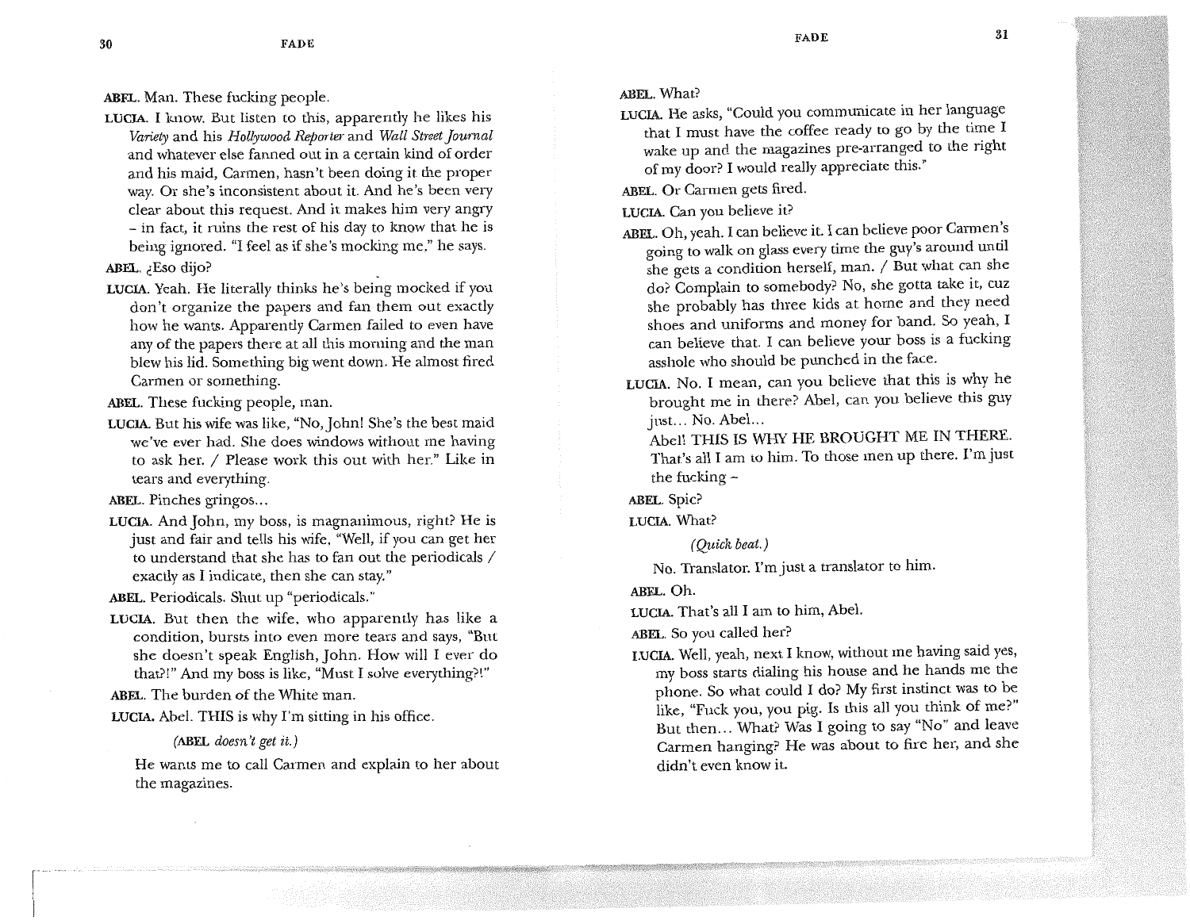**ABEL.** Man. These fucking people.

**LUCIA.** I know. But listen to this, apparently he likes his *Variety* and his *Hollywood Reporter* and *Wall Street Journal* and whatever else fanned out in a certain kind of order and his maid, Carmen, hasn't been doing it the proper way. Or she's inconsistent about it. And he's been very clear about this request. And it makes him very angry – in fact, it ruins the rest of his day to know that he is being ignored. "I feel as if she's mocking me," he says.

**ABEL.** ¿Eso dijo?

**LUCIA.** Yeah. He literally thinks he's being mocked if you don't organize the papers and fan them out exactly how he wants. Apparently Carmen failed to even have any of the papers there at all this morning and the man blew his lid. Something big went down. He almost fired Carmen or something.

**ABEL.** These fucking people, man.

**LUCIA.** But his wife was like, "No, John! She's the best maid we've ever had. She does windows without me having to ask her. / Please work this out with her." Like in tears and everything.

**ABEL.** Pinches gringos...

**LUCIA.** And John, my boss, is magnanimous, right? He is just and fair and tells his wife, "Well, if you can get her to understand that she has to fan out the periodicals / exactly as I indicate, then she can stay."

**ABEL.** Periodicals. Shut up "periodicals."

**LUCIA.** But then the wife, who apparently has like a condition, bursts into even more tears and says, "But she doesn't speak English, John. How will I ever do that?!" And my boss is like, "Must I solve everything?!"

**ABEL.** The burden of the White man.

**LUCIA.** Abel. THIS is why I'm sitting in his office.

*(ABEL doesn't get it.)*

He wants me to call Carmen and explain to her about the magazines.

**ABEL.** What?

**LUCIA.** He asks, "Could you communicate in her language that I must have the coffee ready to go by the time I wake up and the magazines pre-arranged to the right of my door? I would really appreciate this."

**ABEL.** Or Carmen gets fired.

**LUCIA.** Can you believe it?

**ABEL.** Oh, yeah. I can believe it. I can believe poor Carmen's going to walk on glass every time the guy's around until she gets a condition herself, man. / But what can she do? Complain to somebody? No, she gotta take it, cuz she probably has three kids at home and they need shoes and uniforms and money for band. So yeah, I can believe that. I can believe your boss is a fucking asshole who should be punched in the face.

**LUCIA.** No. I mean, can you believe that this is why he brought me in there? Abel, can you believe this guy just... No. Abel...
Abel! THIS IS WHY HE BROUGHT ME IN THERE. That's all I am to him. To those men up there. I'm just the fucking –

**ABEL.** Spic?

**LUCIA.** What?

*(Quick beat.)*

No. Translator. I'm just a translator to him.

**ABEL.** Oh.

**LUCIA.** That's all I am to him, Abel.

**ABEL.** So you called her?

**LUCIA.** Well, yeah, next I know, without me having said yes, my boss starts dialing his house and he hands me the phone. So what could I do? My first instinct was to be like, "Fuck you, you pig. Is this all you think of me?" But then... What? Was I going to say "No" and leave Carmen hanging? He was about to fire her, and she didn't even know it.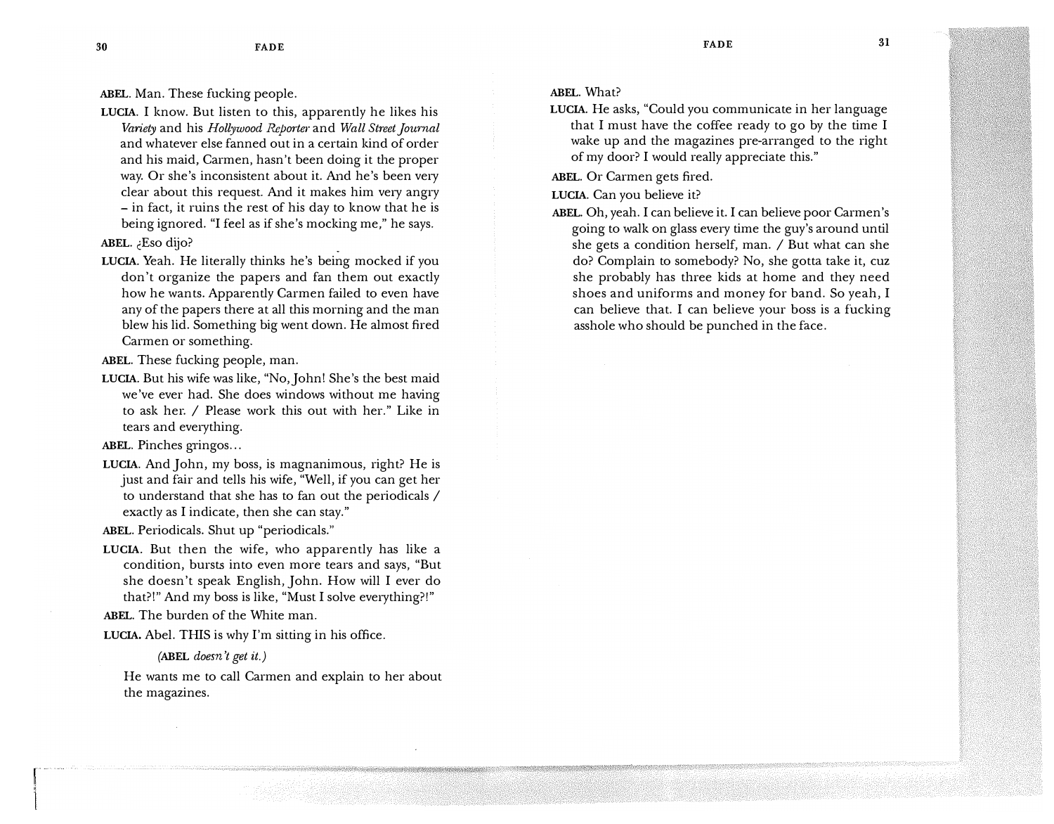**ABEL.** Man. These fucking people.

**LUCIA.** I know. But listen to this, apparently he likes his *Variety* and his *Hollywood Reporter* and *Wall Street Journal* and whatever else fanned out in a certain kind of order and his maid, Carmen, hasn't been doing it the proper way. Or she's inconsistent about it. And he's been very clear about this request. And it makes him very angry – in fact, it ruins the rest of his day to know that he is being ignored. "I feel as if she's mocking me," he says.

**ABEL.** ¿Eso dijo?

**LUCIA.** Yeah. He literally thinks he's being mocked if you don't organize the papers and fan them out exactly how he wants. Apparently Carmen failed to even have any of the papers there at all this morning and the man blew his lid. Something big went down. He almost fired Carmen or something.

**ABEL.** These fucking people, man.

**LUCIA.** But his wife was like, "No, John! She's the best maid we've ever had. She does windows without me having to ask her. / Please work this out with her." Like in tears and everything.

**ABEL.** Pinches gringos...

**LUCIA.** And John, my boss, is magnanimous, right? He is just and fair and tells his wife, "Well, if you can get her to understand that she has to fan out the periodicals / exactly as I indicate, then she can stay."

**ABEL.** Periodicals. Shut up "periodicals."

**LUCIA.** But then the wife, who apparently has like a condition, bursts into even more tears and says, "But she doesn't speak English, John. How will I ever do that?!" And my boss is like, "Must I solve everything?!"

**ABEL.** The burden of the White man.

**LUCIA.** Abel. THIS is why I'm sitting in his office.

*(**ABEL** doesn't get it.)*

He wants me to call Carmen and explain to her about the magazines.

**ABEL.** What?

**LUCIA.** He asks, "Could you communicate in her language that I must have the coffee ready to go by the time I wake up and the magazines pre-arranged to the right of my door? I would really appreciate this."

**ABEL.** Or Carmen gets fired.

**LUCIA.** Can you believe it?

**ABEL.** Oh, yeah. I can believe it. I can believe poor Carmen's going to walk on glass every time the guy's around until she gets a condition herself, man. / But what can she do? Complain to somebody? No, she gotta take it, cuz she probably has three kids at home and they need shoes and uniforms and money for band. So yeah, I can believe that. I can believe your boss is a fucking asshole who should be punched in the face.